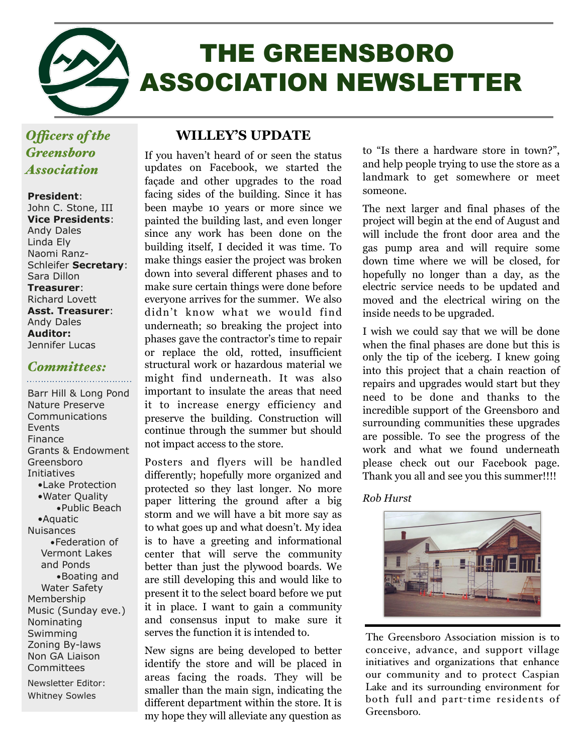# THE GREENSBORO ASSOCIATION NEWSLETTER

*Officers of the Greensboro Association*

**President**: John C. Stone, III
**Vice Presidents**: Andy Dales, Linda Ely, Naomi Ranz-Schleifer
**Secretary**: Sara Dillon
**Treasurer**: Richard Lovett
**Asst. Treasurer**: Andy Dales
**Auditor:** Jennifer Lucas

*Committees:*

Barr Hill & Long Pond Nature Preserve
Communications
Events
Finance
Grants & Endowment
Greensboro Initiatives
- Lake Protection
- Water Quality
  - Public Beach
- Aquatic Nuisances
  - Federation of Vermont Lakes and Ponds
  - Boating and Water Safety

Membership
Music (Sunday eve.)
Nominating
Swimming
Zoning By-laws
Non GA Liaison Committees

Newsletter Editor: Whitney Sowles

## WILLEY'S UPDATE

If you haven't heard of or seen the status updates on Facebook, we started the façade and other upgrades to the road facing sides of the building. Since it has been maybe 10 years or more since we painted the building last, and even longer since any work has been done on the building itself, I decided it was time. To make things easier the project was broken down into several different phases and to make sure certain things were done before everyone arrives for the summer. We also didn't know what we would find underneath; so breaking the project into phases gave the contractor's time to repair or replace the old, rotted, insufficient structural work or hazardous material we might find underneath. It was also important to insulate the areas that need it to increase energy efficiency and preserve the building. Construction will continue through the summer but should not impact access to the store.

Posters and flyers will be handled differently; hopefully more organized and protected so they last longer. No more paper littering the ground after a big storm and we will have a bit more say as to what goes up and what doesn't. My idea is to have a greeting and informational center that will serve the community better than just the plywood boards. We are still developing this and would like to present it to the select board before we put it in place. I want to gain a community and consensus input to make sure it serves the function it is intended to.

New signs are being developed to better identify the store and will be placed in areas facing the roads. They will be smaller than the main sign, indicating the different department within the store. It is my hope they will alleviate any question as to "Is there a hardware store in town?", and help people trying to use the store as a landmark to get somewhere or meet someone.

The next larger and final phases of the project will begin at the end of August and will include the front door area and the gas pump area and will require some down time where we will be closed, for hopefully no longer than a day, as the electric service needs to be updated and moved and the electrical wiring on the inside needs to be upgraded.

I wish we could say that we will be done when the final phases are done but this is only the tip of the iceberg. I knew going into this project that a chain reaction of repairs and upgrades would start but they need to be done and thanks to the incredible support of the Greensboro and surrounding communities these upgrades are possible. To see the progress of the work and what we found underneath please check out our Facebook page. Thank you all and see you this summer!!!!

*Rob Hurst*

The Greensboro Association mission is to conceive, advance, and support village initiatives and organizations that enhance our community and to protect Caspian Lake and its surrounding environment for both full and part-time residents of Greensboro.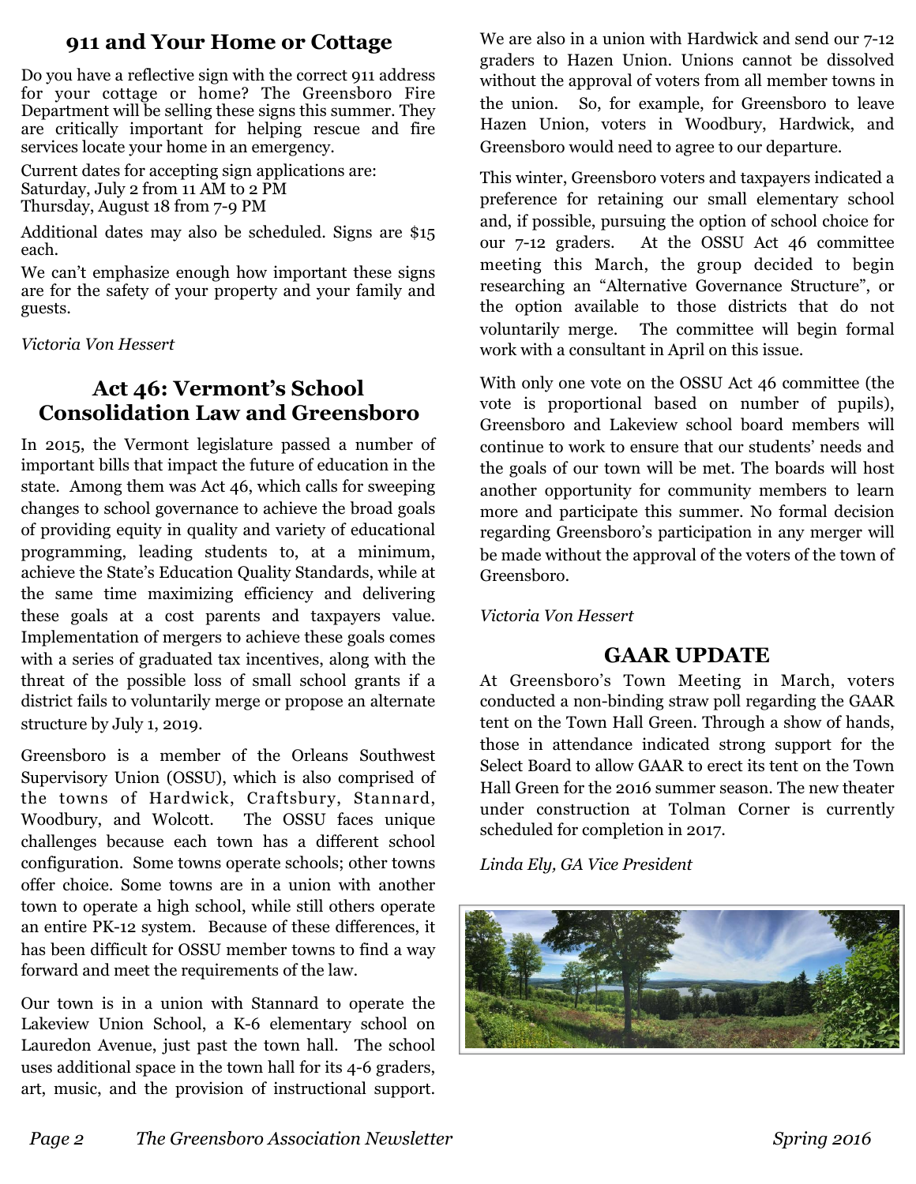## 911 and Your Home or Cottage

Do you have a reflective sign with the correct 911 address for your cottage or home? The Greensboro Fire Department will be selling these signs this summer. They are critically important for helping rescue and fire services locate your home in an emergency.

Current dates for accepting sign applications are:
Saturday, July 2 from 11 AM to 2 PM
Thursday, August 18 from 7-9 PM

Additional dates may also be scheduled. Signs are $15 each.

We can't emphasize enough how important these signs are for the safety of your property and your family and guests.

*Victoria Von Hessert*

## Act 46: Vermont's School Consolidation Law and Greensboro

In 2015, the Vermont legislature passed a number of important bills that impact the future of education in the state. Among them was Act 46, which calls for sweeping changes to school governance to achieve the broad goals of providing equity in quality and variety of educational programming, leading students to, at a minimum, achieve the State's Education Quality Standards, while at the same time maximizing efficiency and delivering these goals at a cost parents and taxpayers value. Implementation of mergers to achieve these goals comes with a series of graduated tax incentives, along with the threat of the possible loss of small school grants if a district fails to voluntarily merge or propose an alternate structure by July 1, 2019.

Greensboro is a member of the Orleans Southwest Supervisory Union (OSSU), which is also comprised of the towns of Hardwick, Craftsbury, Stannard, Woodbury, and Wolcott. The OSSU faces unique challenges because each town has a different school configuration. Some towns operate schools; other towns offer choice. Some towns are in a union with another town to operate a high school, while still others operate an entire PK-12 system. Because of these differences, it has been difficult for OSSU member towns to find a way forward and meet the requirements of the law.

Our town is in a union with Stannard to operate the Lakeview Union School, a K-6 elementary school on Lauredon Avenue, just past the town hall. The school uses additional space in the town hall for its 4-6 graders, art, music, and the provision of instructional support. We are also in a union with Hardwick and send our 7-12 graders to Hazen Union. Unions cannot be dissolved without the approval of voters from all member towns in the union. So, for example, for Greensboro to leave Hazen Union, voters in Woodbury, Hardwick, and Greensboro would need to agree to our departure.

This winter, Greensboro voters and taxpayers indicated a preference for retaining our small elementary school and, if possible, pursuing the option of school choice for our 7-12 graders. At the OSSU Act 46 committee meeting this March, the group decided to begin researching an "Alternative Governance Structure", or the option available to those districts that do not voluntarily merge. The committee will begin formal work with a consultant in April on this issue.

With only one vote on the OSSU Act 46 committee (the vote is proportional based on number of pupils), Greensboro and Lakeview school board members will continue to work to ensure that our students' needs and the goals of our town will be met. The boards will host another opportunity for community members to learn more and participate this summer. No formal decision regarding Greensboro's participation in any merger will be made without the approval of the voters of the town of Greensboro.

*Victoria Von Hessert*

## GAAR UPDATE

At Greensboro's Town Meeting in March, voters conducted a non-binding straw poll regarding the GAAR tent on the Town Hall Green. Through a show of hands, those in attendance indicated strong support for the Select Board to allow GAAR to erect its tent on the Town Hall Green for the 2016 summer season. The new theater under construction at Tolman Corner is currently scheduled for completion in 2017.

*Linda Ely, GA Vice President*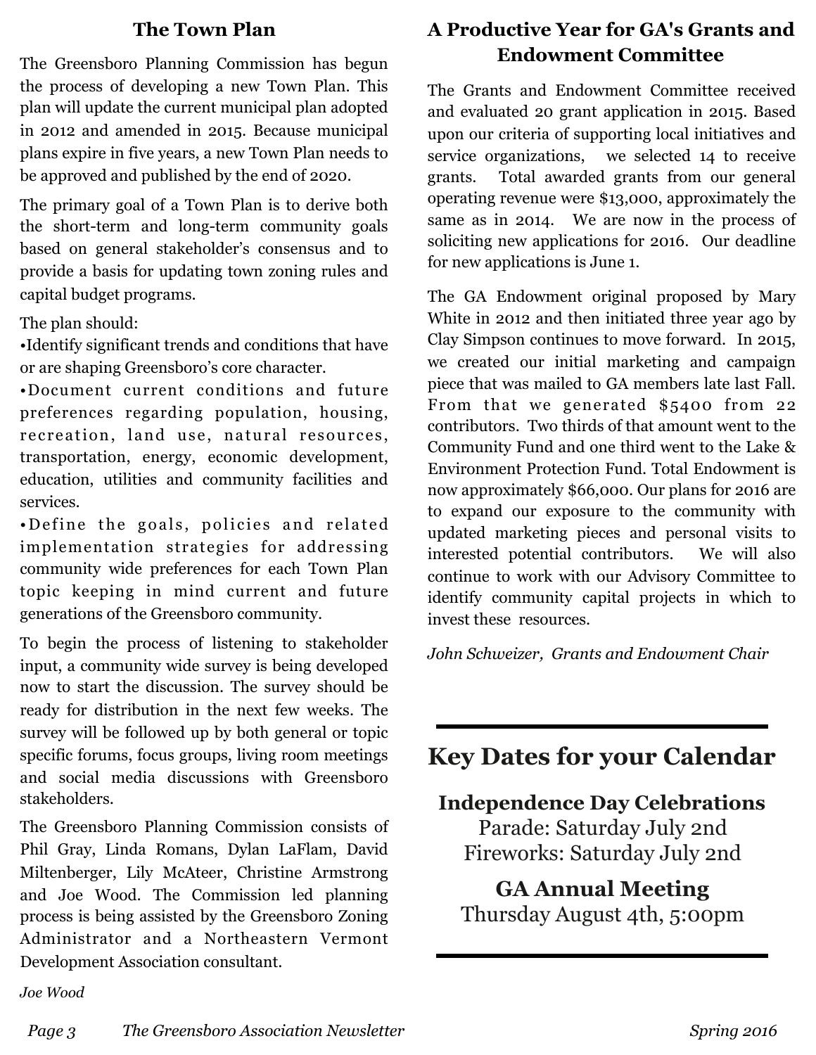## The Town Plan

The Greensboro Planning Commission has begun the process of developing a new Town Plan. This plan will update the current municipal plan adopted in 2012 and amended in 2015. Because municipal plans expire in five years, a new Town Plan needs to be approved and published by the end of 2020.

The primary goal of a Town Plan is to derive both the short-term and long-term community goals based on general stakeholder's consensus and to provide a basis for updating town zoning rules and capital budget programs.

The plan should:

•Identify significant trends and conditions that have or are shaping Greensboro's core character.

•Document current conditions and future preferences regarding population, housing, recreation, land use, natural resources, transportation, energy, economic development, education, utilities and community facilities and services.

•Define the goals, policies and related implementation strategies for addressing community wide preferences for each Town Plan topic keeping in mind current and future generations of the Greensboro community.

To begin the process of listening to stakeholder input, a community wide survey is being developed now to start the discussion. The survey should be ready for distribution in the next few weeks. The survey will be followed up by both general or topic specific forums, focus groups, living room meetings and social media discussions with Greensboro stakeholders.

The Greensboro Planning Commission consists of Phil Gray, Linda Romans, Dylan LaFlam, David Miltenberger, Lily McAteer, Christine Armstrong and Joe Wood. The Commission led planning process is being assisted by the Greensboro Zoning Administrator and a Northeastern Vermont Development Association consultant.

*Joe Wood*

## A Productive Year for GA's Grants and Endowment Committee

The Grants and Endowment Committee received and evaluated 20 grant application in 2015. Based upon our criteria of supporting local initiatives and service organizations, we selected 14 to receive grants. Total awarded grants from our general operating revenue were $13,000, approximately the same as in 2014. We are now in the process of soliciting new applications for 2016. Our deadline for new applications is June 1.

The GA Endowment original proposed by Mary White in 2012 and then initiated three year ago by Clay Simpson continues to move forward. In 2015, we created our initial marketing and campaign piece that was mailed to GA members late last Fall. From that we generated $5400 from 22 contributors. Two thirds of that amount went to the Community Fund and one third went to the Lake & Environment Protection Fund. Total Endowment is now approximately $66,000. Our plans for 2016 are to expand our exposure to the community with updated marketing pieces and personal visits to interested potential contributors. We will also continue to work with our Advisory Committee to identify community capital projects in which to invest these resources.

*John Schweizer, Grants and Endowment Chair*

---

# Key Dates for your Calendar

**Independence Day Celebrations**

Parade: Saturday July 2nd

Fireworks: Saturday July 2nd

**GA Annual Meeting**

Thursday August 4th, 5:00pm

---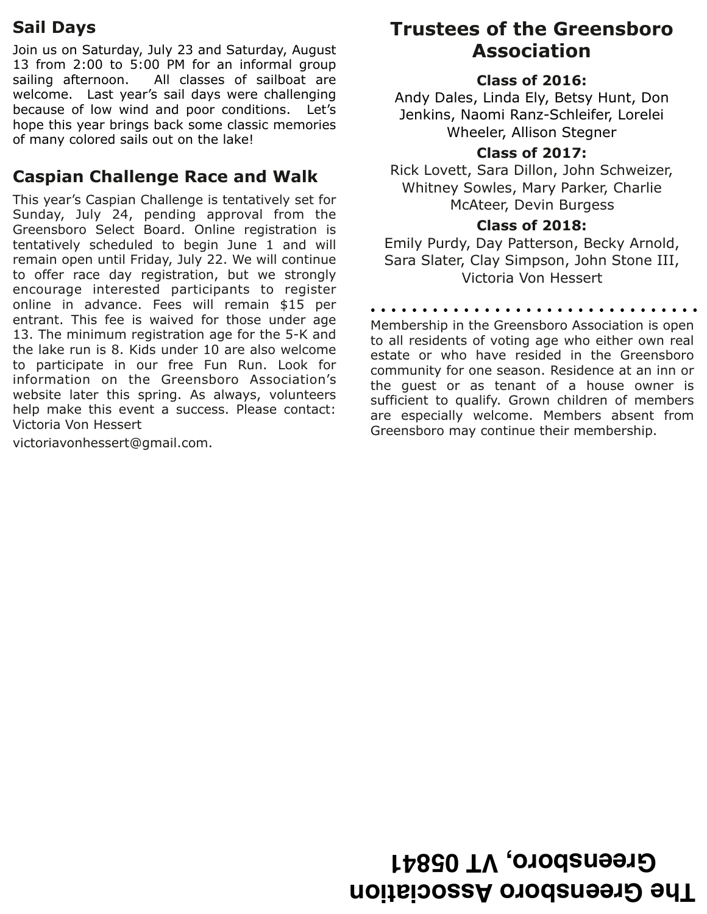## Sail Days

Join us on Saturday, July 23 and Saturday, August 13 from 2:00 to 5:00 PM for an informal group sailing afternoon. All classes of sailboat are welcome. Last year's sail days were challenging because of low wind and poor conditions. Let's hope this year brings back some classic memories of many colored sails out on the lake!

## Caspian Challenge Race and Walk

This year's Caspian Challenge is tentatively set for Sunday, July 24, pending approval from the Greensboro Select Board. Online registration is tentatively scheduled to begin June 1 and will remain open until Friday, July 22. We will continue to offer race day registration, but we strongly encourage interested participants to register online in advance. Fees will remain $15 per entrant. This fee is waived for those under age 13. The minimum registration age for the 5-K and the lake run is 8. Kids under 10 are also welcome to participate in our free Fun Run. Look for information on the Greensboro Association's website later this spring. As always, volunteers help make this event a success. Please contact: Victoria Von Hessert

victoriavonhessert@gmail.com.

## Trustees of the Greensboro Association

**Class of 2016:**
Andy Dales, Linda Ely, Betsy Hunt, Don Jenkins, Naomi Ranz-Schleifer, Lorelei Wheeler, Allison Stegner

**Class of 2017:**
Rick Lovett, Sara Dillon, John Schweizer, Whitney Sowles, Mary Parker, Charlie McAteer, Devin Burgess

**Class of 2018:**
Emily Purdy, Day Patterson, Becky Arnold, Sara Slater, Clay Simpson, John Stone III, Victoria Von Hessert

Membership in the Greensboro Association is open to all residents of voting age who either own real estate or who have resided in the Greensboro community for one season. Residence at an inn or the guest or as tenant of a house owner is sufficient to qualify. Grown children of members are especially welcome. Members absent from Greensboro may continue their membership.

**The Greensboro Association**
**Greensboro, VT 05841**